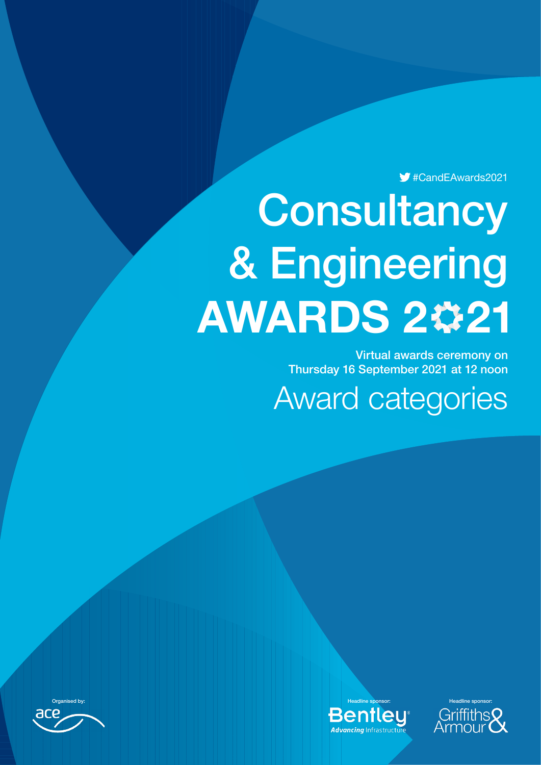#CandEAwards2021

# Consultancy & Engineering AWARDS 2021

**Virtual awards ceremony on Thursday 16 September 2021 at 12 noon**

## Award categories

Organised by: ace

Headline sponsor: Bentley Advancing Infrastructure

Headline sponsor: Griffiths & Armour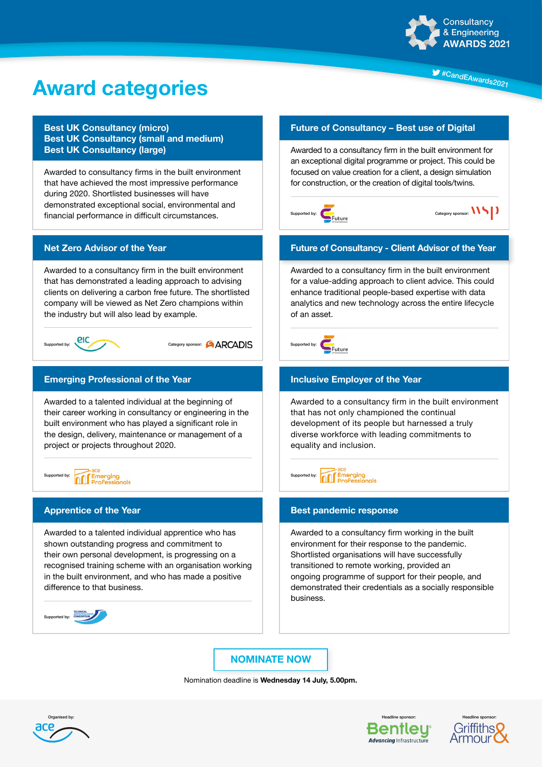Consultancy & Engineering AWARDS 2021

#CandEAwards2021

# Award categories

## Best UK Consultancy (micro)
## Best UK Consultancy (small and medium)
## Best UK Consultancy (large)

Awarded to consultancy firms in the built environment that have achieved the most impressive performance during 2020. Shortlisted businesses will have demonstrated exceptional social, environmental and financial performance in difficult circumstances.

## Net Zero Advisor of the Year

Awarded to a consultancy firm in the built environment that has demonstrated a leading approach to advising clients on delivering a carbon free future. The shortlisted company will be viewed as Net Zero champions within the industry but will also lead by example.

Supported by: EIC

Category sponsor: ARCADIS

## Emerging Professional of the Year

Awarded to a talented individual at the beginning of their career working in consultancy or engineering in the built environment who has played a significant role in the design, delivery, maintenance or management of a project or projects throughout 2020.

Supported by: ACE Emerging Professionals

## Apprentice of the Year

Awarded to a talented individual apprentice who has shown outstanding progress and commitment to their own personal development, is progressing on a recognised training scheme with an organisation working in the built environment, and who has made a positive difference to that business.

Supported by: Technical Apprenticeship Consortium

## Future of Consultancy – Best use of Digital

Awarded to a consultancy firm in the built environment for an exceptional digital programme or project. This could be focused on value creation for a client, a design simulation for construction, or the creation of digital tools/twins.

Supported by: Future of Consultancy

Category sponsor: WSP

## Future of Consultancy - Client Advisor of the Year

Awarded to a consultancy firm in the built environment for a value-adding approach to client advice. This could enhance traditional people-based expertise with data analytics and new technology across the entire lifecycle of an asset.

Supported by: Future of Consultancy

## Inclusive Employer of the Year

Awarded to a consultancy firm in the built environment that has not only championed the continual development of its people but harnessed a truly diverse workforce with leading commitments to equality and inclusion.

Supported by: ACE Emerging Professionals

## Best pandemic response

Awarded to a consultancy firm working in the built environment for their response to the pandemic. Shortlisted organisations will have successfully transitioned to remote working, provided an ongoing programme of support for their people, and demonstrated their credentials as a socially responsible business.

**NOMINATE NOW**

Nomination deadline is **Wednesday 14 July, 5.00pm.**

Organised by: ACE

Headline sponsor: Bentley – Advancing Infrastructure

Headline sponsor: Griffiths & Armour